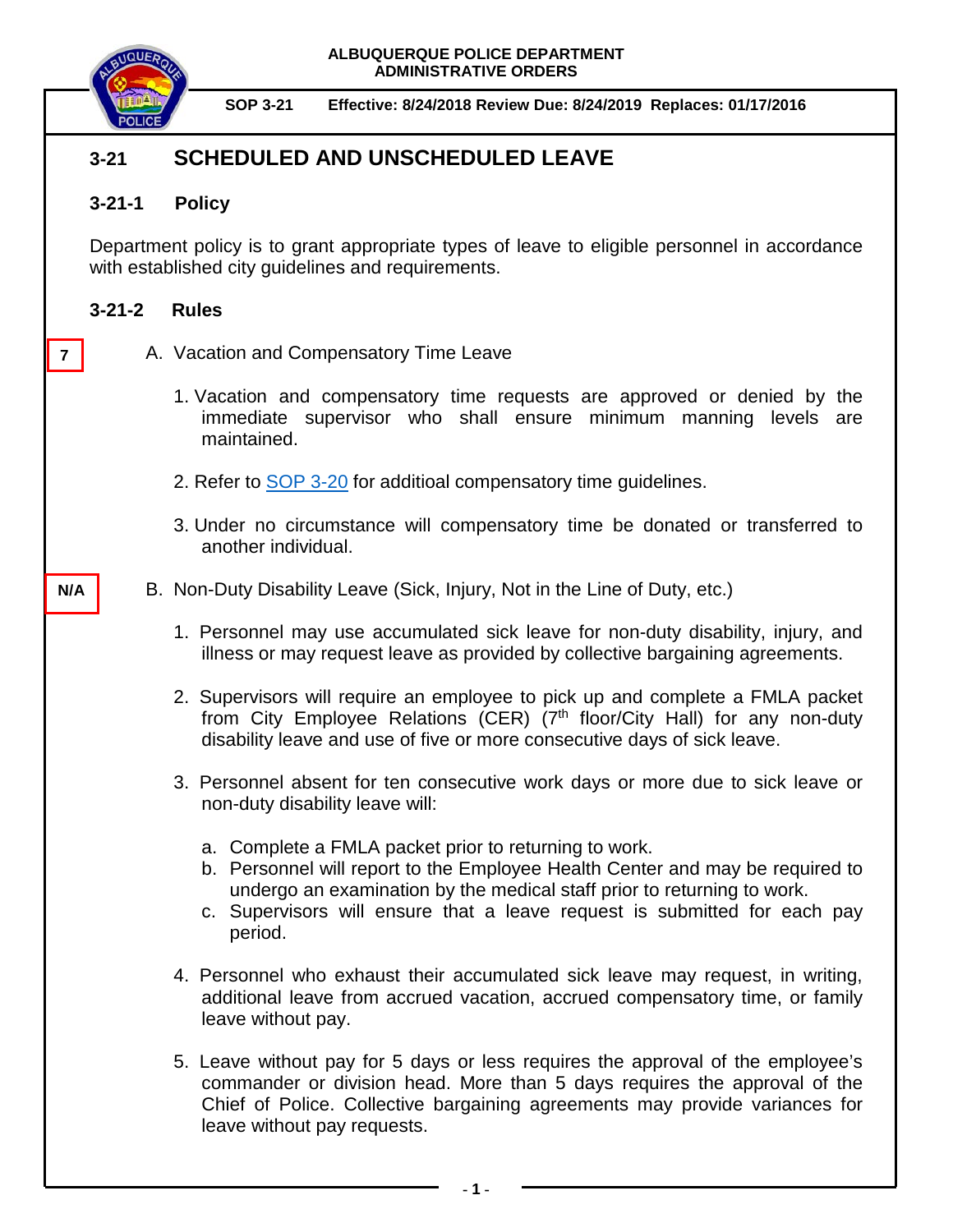ALBUQUERQUE POLICE DEPARTMENT
ADMINISTRATIVE ORDERS

SOP 3-21 Effective: 8/24/2018 Review Due: 8/24/2019 Replaces: 01/17/2016

# 3-21 SCHEDULED AND UNSCHEDULED LEAVE

## 3-21-1 Policy

Department policy is to grant appropriate types of leave to eligible personnel in accordance with established city guidelines and requirements.

## 3-21-2 Rules

7

A. Vacation and Compensatory Time Leave

1. Vacation and compensatory time requests are approved or denied by the immediate supervisor who shall ensure minimum manning levels are maintained.

2. Refer to SOP 3-20 for additioal compensatory time guidelines.

3. Under no circumstance will compensatory time be donated or transferred to another individual.

N/A

B. Non-Duty Disability Leave (Sick, Injury, Not in the Line of Duty, etc.)

1. Personnel may use accumulated sick leave for non-duty disability, injury, and illness or may request leave as provided by collective bargaining agreements.

2. Supervisors will require an employee to pick up and complete a FMLA packet from City Employee Relations (CER) (7th floor/City Hall) for any non-duty disability leave and use of five or more consecutive days of sick leave.

3. Personnel absent for ten consecutive work days or more due to sick leave or non-duty disability leave will:

   a. Complete a FMLA packet prior to returning to work.
   b. Personnel will report to the Employee Health Center and may be required to undergo an examination by the medical staff prior to returning to work.
   c. Supervisors will ensure that a leave request is submitted for each pay period.

4. Personnel who exhaust their accumulated sick leave may request, in writing, additional leave from accrued vacation, accrued compensatory time, or family leave without pay.

5. Leave without pay for 5 days or less requires the approval of the employee's commander or division head. More than 5 days requires the approval of the Chief of Police. Collective bargaining agreements may provide variances for leave without pay requests.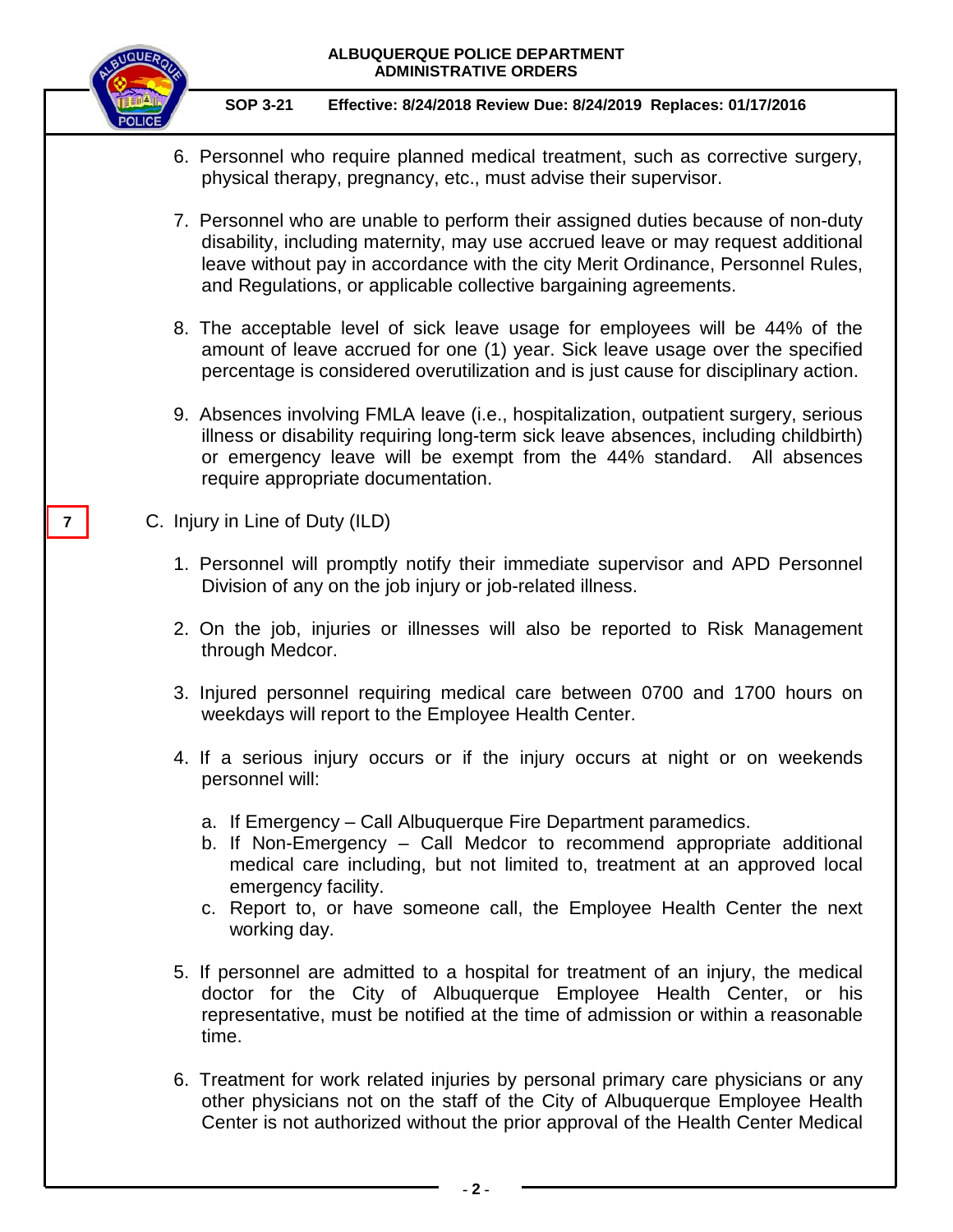6. Personnel who require planned medical treatment, such as corrective surgery, physical therapy, pregnancy, etc., must advise their supervisor.

7. Personnel who are unable to perform their assigned duties because of non-duty disability, including maternity, may use accrued leave or may request additional leave without pay in accordance with the city Merit Ordinance, Personnel Rules, and Regulations, or applicable collective bargaining agreements.

8. The acceptable level of sick leave usage for employees will be 44% of the amount of leave accrued for one (1) year. Sick leave usage over the specified percentage is considered overutilization and is just cause for disciplinary action.

9. Absences involving FMLA leave (i.e., hospitalization, outpatient surgery, serious illness or disability requiring long-term sick leave absences, including childbirth) or emergency leave will be exempt from the 44% standard. All absences require appropriate documentation.

7

C. Injury in Line of Duty (ILD)

1. Personnel will promptly notify their immediate supervisor and APD Personnel Division of any on the job injury or job-related illness.

2. On the job, injuries or illnesses will also be reported to Risk Management through Medcor.

3. Injured personnel requiring medical care between 0700 and 1700 hours on weekdays will report to the Employee Health Center.

4. If a serious injury occurs or if the injury occurs at night or on weekends personnel will:

   a. If Emergency – Call Albuquerque Fire Department paramedics.
   b. If Non-Emergency – Call Medcor to recommend appropriate additional medical care including, but not limited to, treatment at an approved local emergency facility.
   c. Report to, or have someone call, the Employee Health Center the next working day.

5. If personnel are admitted to a hospital for treatment of an injury, the medical doctor for the City of Albuquerque Employee Health Center, or his representative, must be notified at the time of admission or within a reasonable time.

6. Treatment for work related injuries by personal primary care physicians or any other physicians not on the staff of the City of Albuquerque Employee Health Center is not authorized without the prior approval of the Health Center Medical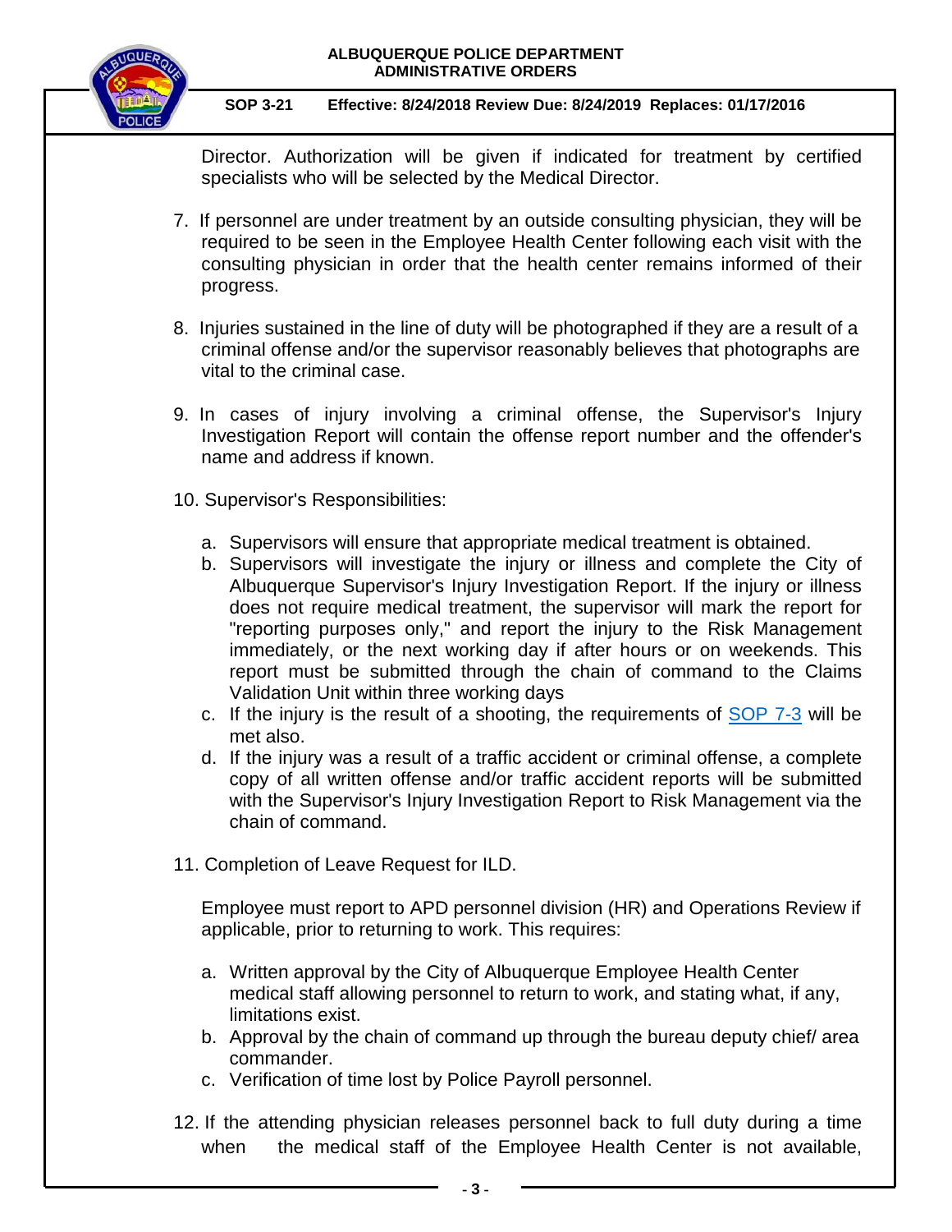Director. Authorization will be given if indicated for treatment by certified specialists who will be selected by the Medical Director.

7. If personnel are under treatment by an outside consulting physician, they will be required to be seen in the Employee Health Center following each visit with the consulting physician in order that the health center remains informed of their progress.

8. Injuries sustained in the line of duty will be photographed if they are a result of a criminal offense and/or the supervisor reasonably believes that photographs are vital to the criminal case.

9. In cases of injury involving a criminal offense, the Supervisor's Injury Investigation Report will contain the offense report number and the offender's name and address if known.

10. Supervisor's Responsibilities:

    a. Supervisors will ensure that appropriate medical treatment is obtained.
    b. Supervisors will investigate the injury or illness and complete the City of Albuquerque Supervisor's Injury Investigation Report. If the injury or illness does not require medical treatment, the supervisor will mark the report for "reporting purposes only," and report the injury to the Risk Management immediately, or the next working day if after hours or on weekends. This report must be submitted through the chain of command to the Claims Validation Unit within three working days
    c. If the injury is the result of a shooting, the requirements of SOP 7-3 will be met also.
    d. If the injury was a result of a traffic accident or criminal offense, a complete copy of all written offense and/or traffic accident reports will be submitted with the Supervisor's Injury Investigation Report to Risk Management via the chain of command.

11. Completion of Leave Request for ILD.

    Employee must report to APD personnel division (HR) and Operations Review if applicable, prior to returning to work. This requires:

    a. Written approval by the City of Albuquerque Employee Health Center medical staff allowing personnel to return to work, and stating what, if any, limitations exist.
    b. Approval by the chain of command up through the bureau deputy chief/ area commander.
    c. Verification of time lost by Police Payroll personnel.

12. If the attending physician releases personnel back to full duty during a time when the medical staff of the Employee Health Center is not available,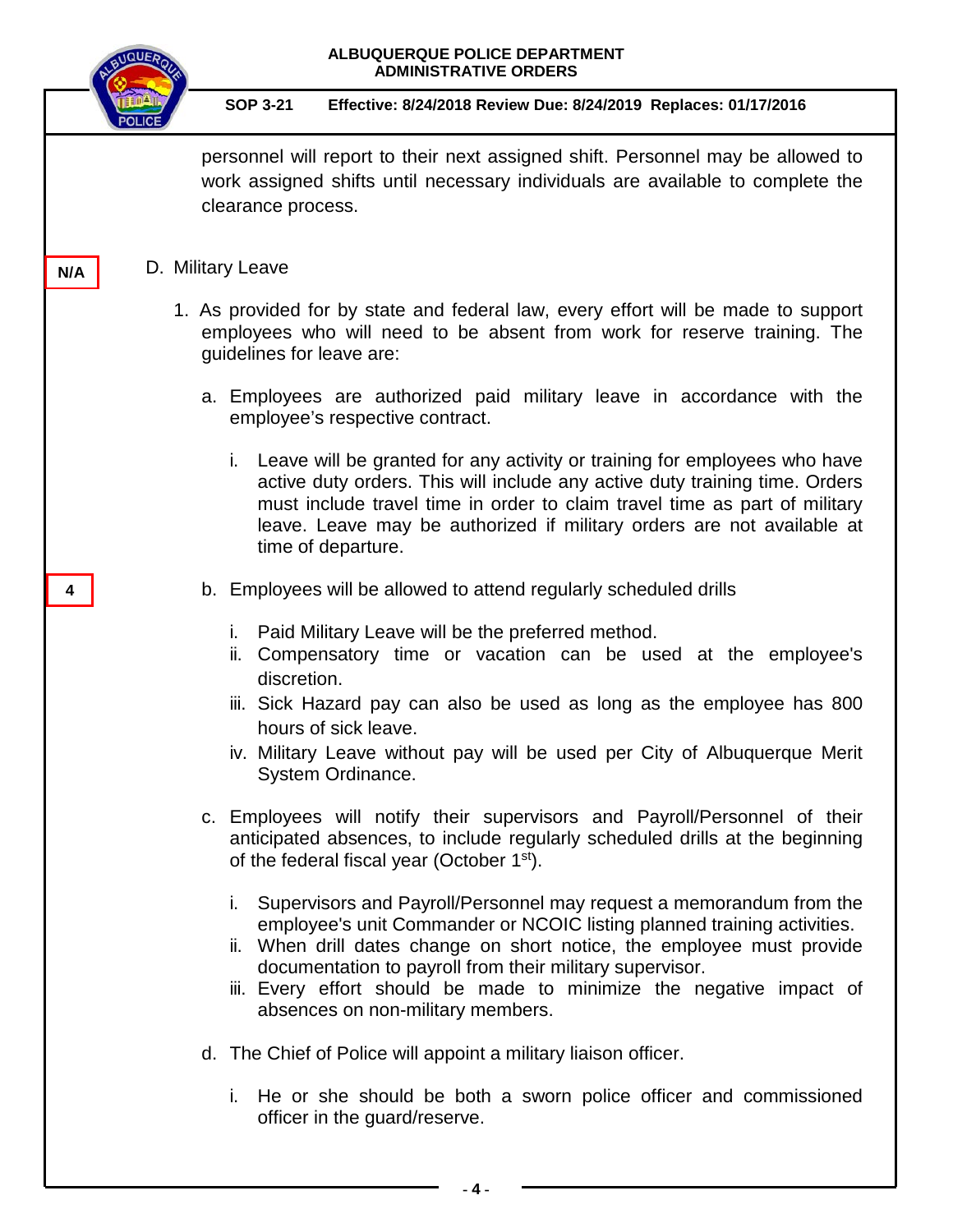personnel will report to their next assigned shift. Personnel may be allowed to work assigned shifts until necessary individuals are available to complete the clearance process.

N/A

D. Military Leave

1. As provided for by state and federal law, every effort will be made to support employees who will need to be absent from work for reserve training. The guidelines for leave are:

   a. Employees are authorized paid military leave in accordance with the employee's respective contract.

      i. Leave will be granted for any activity or training for employees who have active duty orders. This will include any active duty training time. Orders must include travel time in order to claim travel time as part of military leave. Leave may be authorized if military orders are not available at time of departure.

4

   b. Employees will be allowed to attend regularly scheduled drills

      i. Paid Military Leave will be the preferred method.
      ii. Compensatory time or vacation can be used at the employee's discretion.
      iii. Sick Hazard pay can also be used as long as the employee has 800 hours of sick leave.
      iv. Military Leave without pay will be used per City of Albuquerque Merit System Ordinance.

   c. Employees will notify their supervisors and Payroll/Personnel of their anticipated absences, to include regularly scheduled drills at the beginning of the federal fiscal year (October 1st).

      i. Supervisors and Payroll/Personnel may request a memorandum from the employee's unit Commander or NCOIC listing planned training activities.
      ii. When drill dates change on short notice, the employee must provide documentation to payroll from their military supervisor.
      iii. Every effort should be made to minimize the negative impact of absences on non-military members.

   d. The Chief of Police will appoint a military liaison officer.

      i. He or she should be both a sworn police officer and commissioned officer in the guard/reserve.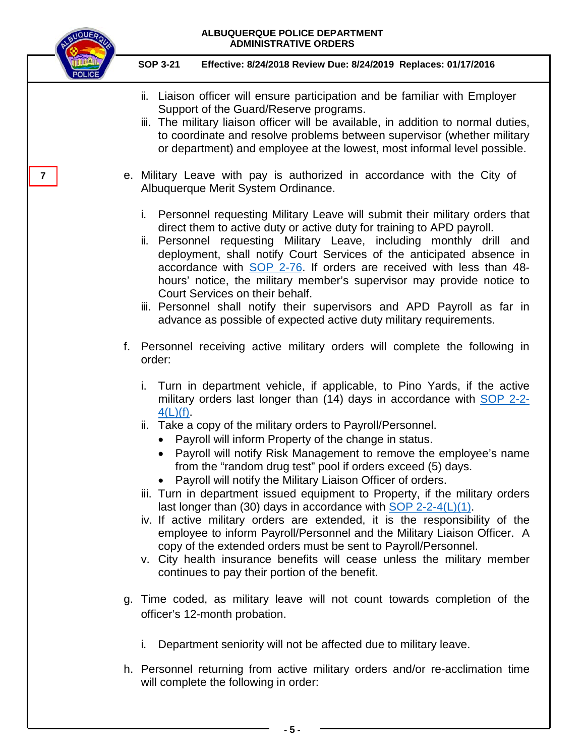ii. Liaison officer will ensure participation and be familiar with Employer Support of the Guard/Reserve programs.
iii. The military liaison officer will be available, in addition to normal duties, to coordinate and resolve problems between supervisor (whether military or department) and employee at the lowest, most informal level possible.

7

e. Military Leave with pay is authorized in accordance with the City of Albuquerque Merit System Ordinance.

i. Personnel requesting Military Leave will submit their military orders that direct them to active duty or active duty for training to APD payroll.
ii. Personnel requesting Military Leave, including monthly drill and deployment, shall notify Court Services of the anticipated absence in accordance with SOP 2-76. If orders are received with less than 48-hours' notice, the military member's supervisor may provide notice to Court Services on their behalf.
iii. Personnel shall notify their supervisors and APD Payroll as far in advance as possible of expected active duty military requirements.

f. Personnel receiving active military orders will complete the following in order:

i. Turn in department vehicle, if applicable, to Pino Yards, if the active military orders last longer than (14) days in accordance with SOP 2-2-4(L)(f).
ii. Take a copy of the military orders to Payroll/Personnel.
   - Payroll will inform Property of the change in status.
   - Payroll will notify Risk Management to remove the employee's name from the "random drug test" pool if orders exceed (5) days.
   - Payroll will notify the Military Liaison Officer of orders.
iii. Turn in department issued equipment to Property, if the military orders last longer than (30) days in accordance with SOP 2-2-4(L)(1).
iv. If active military orders are extended, it is the responsibility of the employee to inform Payroll/Personnel and the Military Liaison Officer. A copy of the extended orders must be sent to Payroll/Personnel.
v. City health insurance benefits will cease unless the military member continues to pay their portion of the benefit.

g. Time coded, as military leave will not count towards completion of the officer's 12-month probation.

i. Department seniority will not be affected due to military leave.

h. Personnel returning from active military orders and/or re-acclimation time will complete the following in order: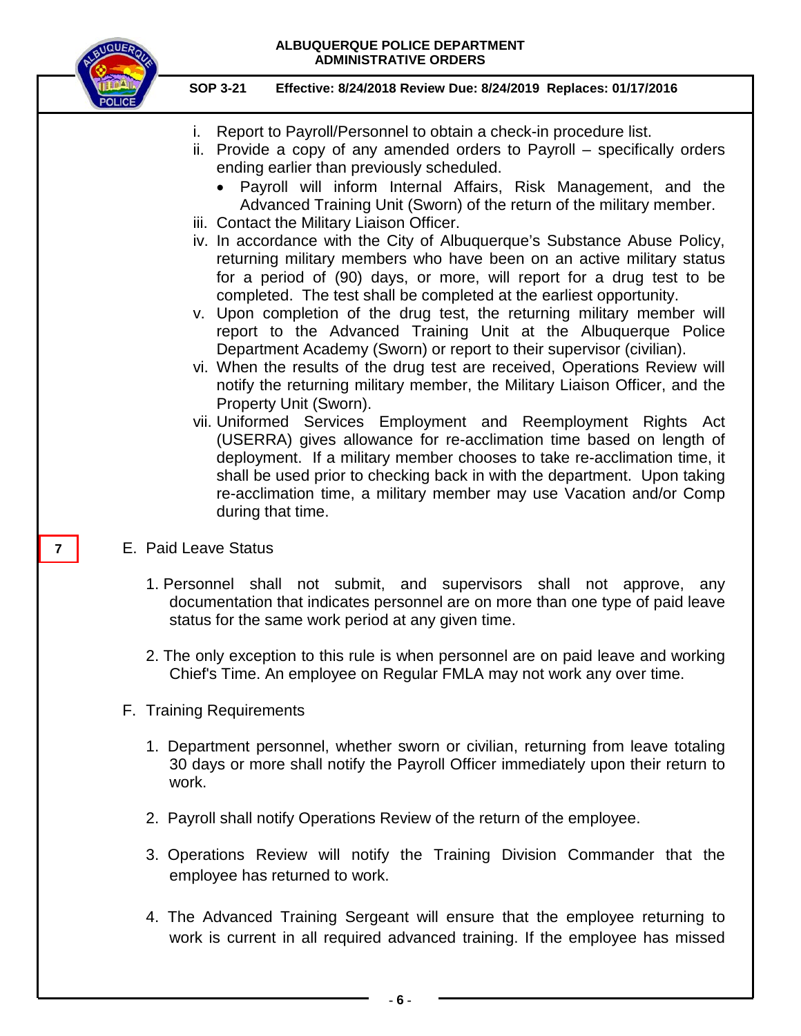i. Report to Payroll/Personnel to obtain a check-in procedure list.

ii. Provide a copy of any amended orders to Payroll – specifically orders ending earlier than previously scheduled.

- Payroll will inform Internal Affairs, Risk Management, and the Advanced Training Unit (Sworn) of the return of the military member.

iii. Contact the Military Liaison Officer.

iv. In accordance with the City of Albuquerque's Substance Abuse Policy, returning military members who have been on an active military status for a period of (90) days, or more, will report for a drug test to be completed. The test shall be completed at the earliest opportunity.

v. Upon completion of the drug test, the returning military member will report to the Advanced Training Unit at the Albuquerque Police Department Academy (Sworn) or report to their supervisor (civilian).

vi. When the results of the drug test are received, Operations Review will notify the returning military member, the Military Liaison Officer, and the Property Unit (Sworn).

vii. Uniformed Services Employment and Reemployment Rights Act (USERRA) gives allowance for re-acclimation time based on length of deployment. If a military member chooses to take re-acclimation time, it shall be used prior to checking back in with the department. Upon taking re-acclimation time, a military member may use Vacation and/or Comp during that time.

7

E. Paid Leave Status

1. Personnel shall not submit, and supervisors shall not approve, any documentation that indicates personnel are on more than one type of paid leave status for the same work period at any given time.

2. The only exception to this rule is when personnel are on paid leave and working Chief's Time. An employee on Regular FMLA may not work any over time.

F. Training Requirements

1. Department personnel, whether sworn or civilian, returning from leave totaling 30 days or more shall notify the Payroll Officer immediately upon their return to work.

2. Payroll shall notify Operations Review of the return of the employee.

3. Operations Review will notify the Training Division Commander that the employee has returned to work.

4. The Advanced Training Sergeant will ensure that the employee returning to work is current in all required advanced training. If the employee has missed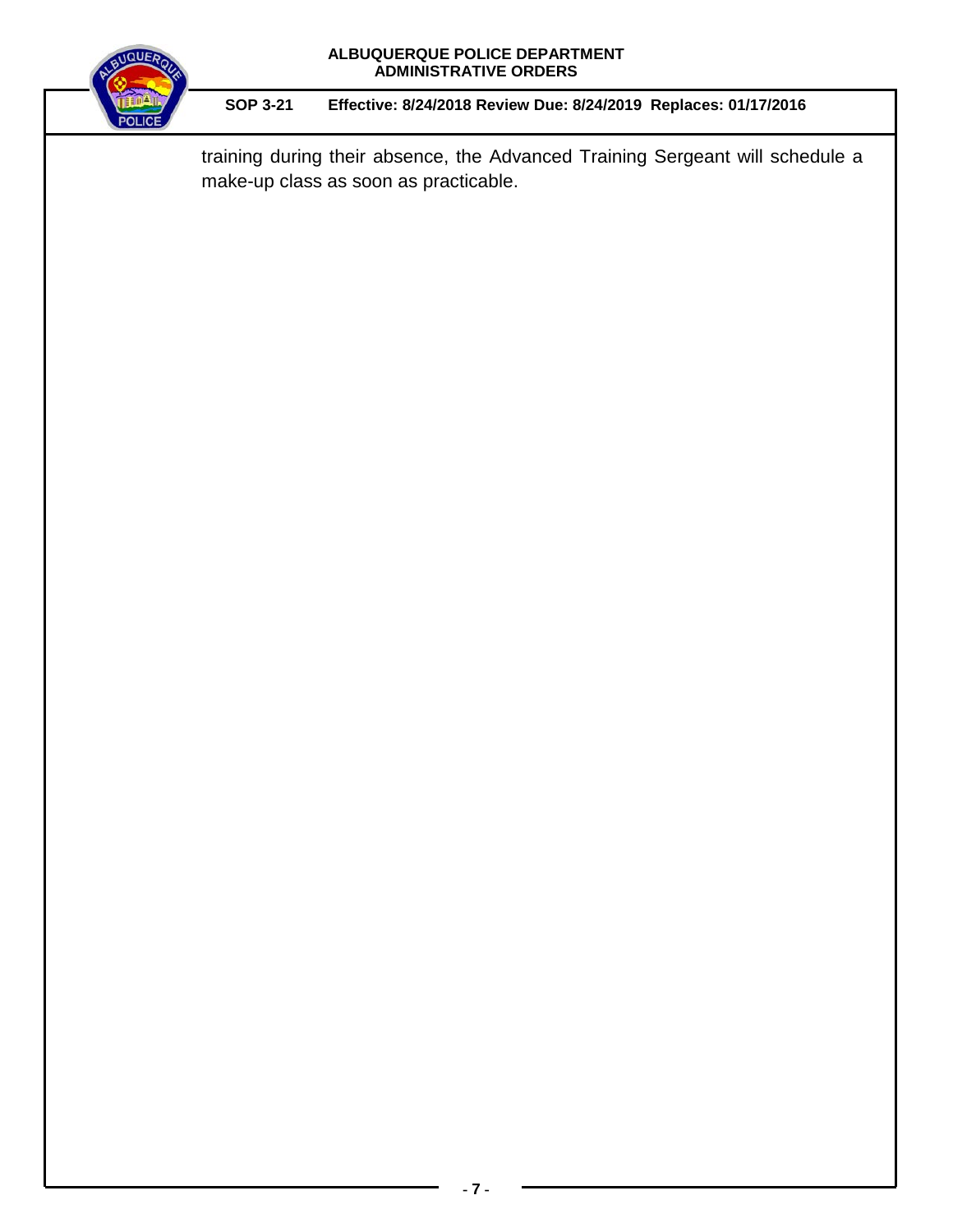training during their absence, the Advanced Training Sergeant will schedule a make-up class as soon as practicable.